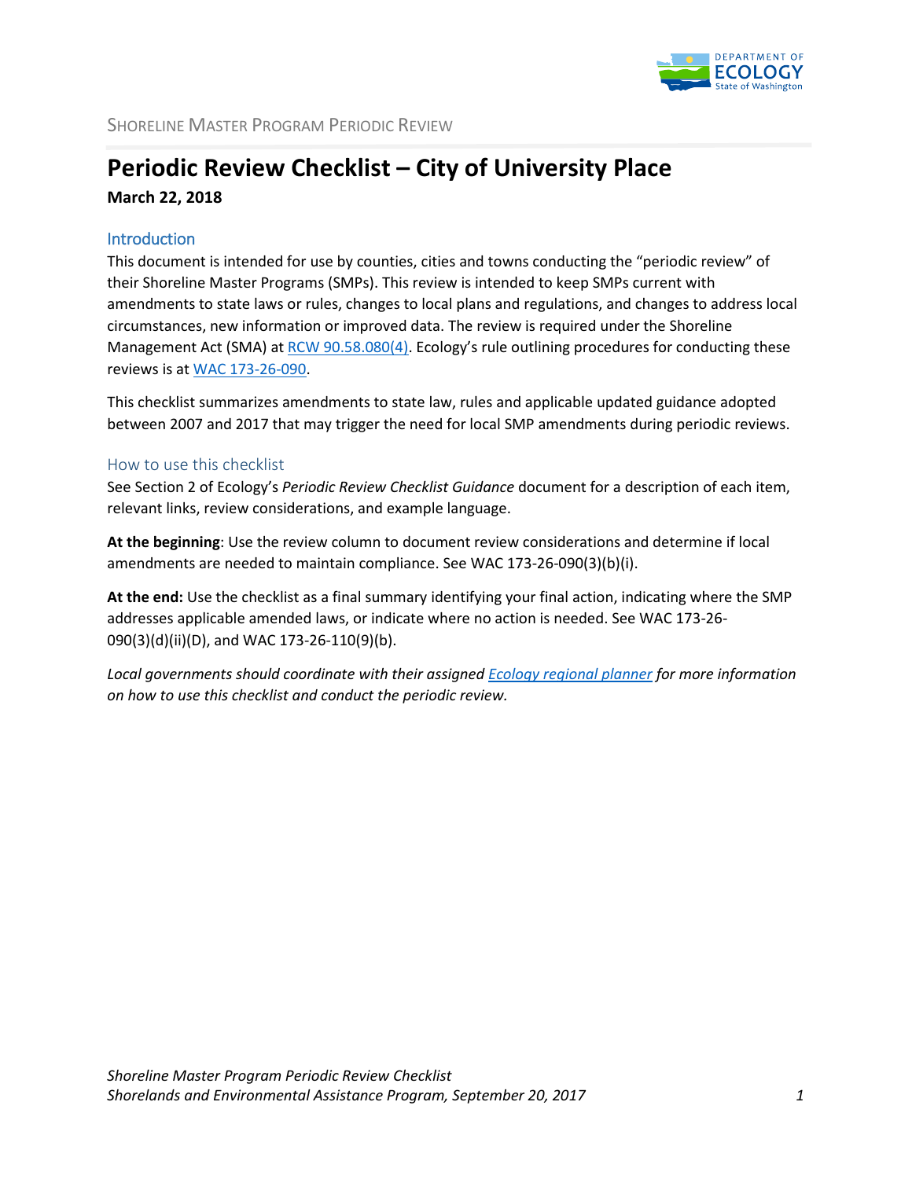# Periodic Review Checklist – City of University Place

**March 22, 2018**

## Introduction

This document is intended for use by counties, cities and towns conducting the "periodic review" of their Shoreline Master Programs (SMPs). This review is intended to keep SMPs current with amendments to state laws or rules, changes to local plans and regulations, and changes to address local circumstances, new information or improved data. The review is required under the Shoreline Management Act (SMA) at RCW 90.58.080(4). Ecology's rule outlining procedures for conducting these reviews is at WAC 173-26-090.

This checklist summarizes amendments to state law, rules and applicable updated guidance adopted between 2007 and 2017 that may trigger the need for local SMP amendments during periodic reviews.

### How to use this checklist

See Section 2 of Ecology's *Periodic Review Checklist Guidance* document for a description of each item, relevant links, review considerations, and example language.

**At the beginning**: Use the review column to document review considerations and determine if local amendments are needed to maintain compliance. See WAC 173-26-090(3)(b)(i).

**At the end:** Use the checklist as a final summary identifying your final action, indicating where the SMP addresses applicable amended laws, or indicate where no action is needed. See WAC 173-26-090(3)(d)(ii)(D), and WAC 173-26-110(9)(b).

*Local governments should coordinate with their assigned Ecology regional planner for more information on how to use this checklist and conduct the periodic review.*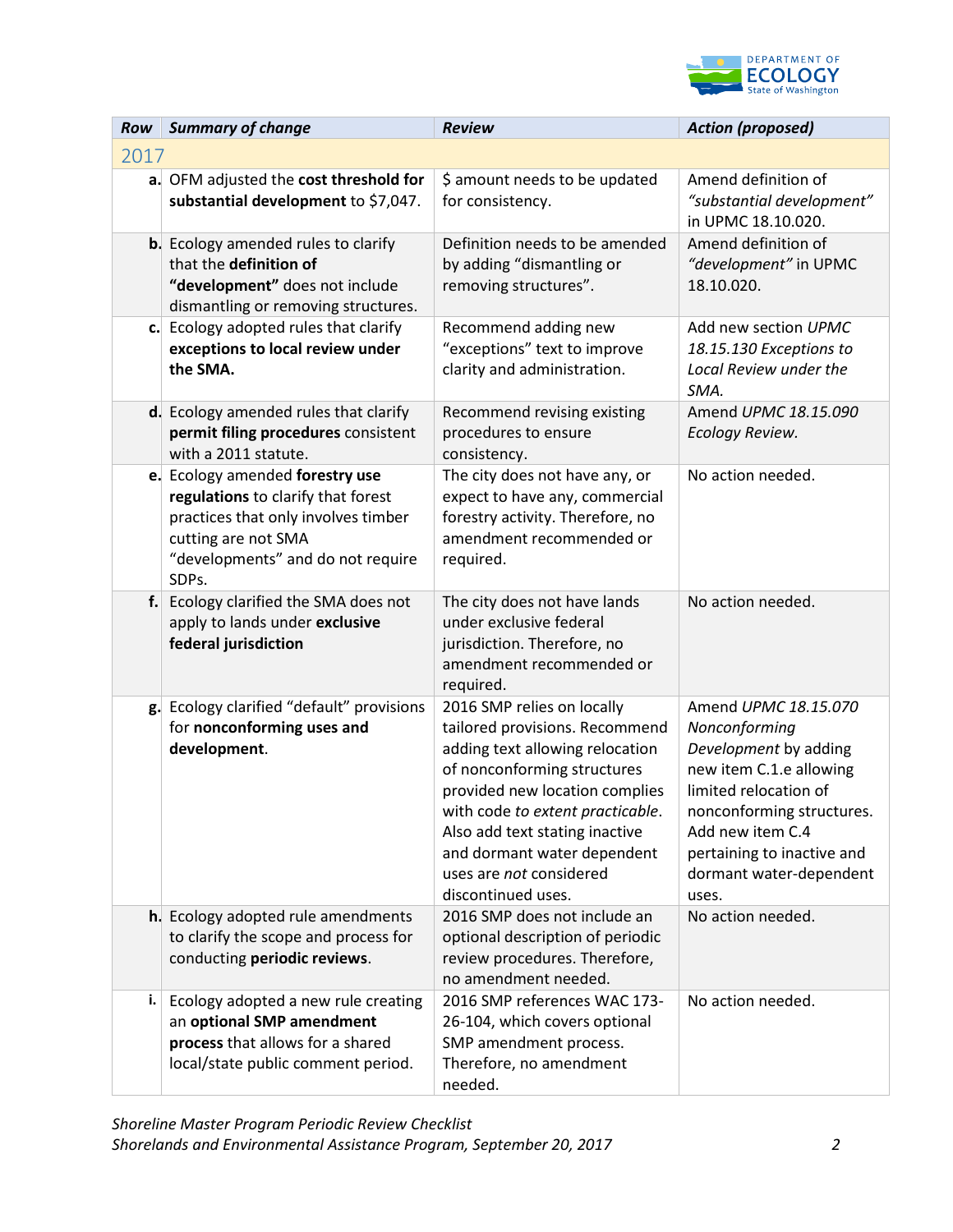| Row | Summary of change | Review | Action (proposed) |
|---|---|---|---|
| 2017 | | | |
| **a.** | OFM adjusted the **cost threshold for substantial development** to $7,047. | $ amount needs to be updated for consistency. | Amend definition of *"substantial development"* in UPMC 18.10.020. |
| **b.** | Ecology amended rules to clarify that the **definition of "development"** does not include dismantling or removing structures. | Definition needs to be amended by adding "dismantling or removing structures". | Amend definition of *"development"* in UPMC 18.10.020. |
| **c.** | Ecology adopted rules that clarify **exceptions to local review under the SMA.** | Recommend adding new "exceptions" text to improve clarity and administration. | Add new section *UPMC 18.15.130 Exceptions to Local Review under the SMA.* |
| **d.** | Ecology amended rules that clarify **permit filing procedures** consistent with a 2011 statute. | Recommend revising existing procedures to ensure consistency. | Amend *UPMC 18.15.090 Ecology Review.* |
| **e.** | Ecology amended **forestry use regulations** to clarify that forest practices that only involves timber cutting are not SMA "developments" and do not require SDPs. | The city does not have any, or expect to have any, commercial forestry activity. Therefore, no amendment recommended or required. | No action needed. |
| **f.** | Ecology clarified the SMA does not apply to lands under **exclusive federal jurisdiction** | The city does not have lands under exclusive federal jurisdiction. Therefore, no amendment recommended or required. | No action needed. |
| **g.** | Ecology clarified "default" provisions for **nonconforming uses and development**. | 2016 SMP relies on locally tailored provisions. Recommend adding text allowing relocation of nonconforming structures provided new location complies with code *to extent practicable*. Also add text stating inactive and dormant water dependent uses are *not* considered discontinued uses. | Amend *UPMC 18.15.070 Nonconforming Development* by adding new item C.1.e allowing limited relocation of nonconforming structures. Add new item C.4 pertaining to inactive and dormant water-dependent uses. |
| **h.** | Ecology adopted rule amendments to clarify the scope and process for conducting **periodic reviews**. | 2016 SMP does not include an optional description of periodic review procedures. Therefore, no amendment needed. | No action needed. |
| **i.** | Ecology adopted a new rule creating an **optional SMP amendment process** that allows for a shared local/state public comment period. | 2016 SMP references WAC 173-26-104, which covers optional SMP amendment process. Therefore, no amendment needed. | No action needed. |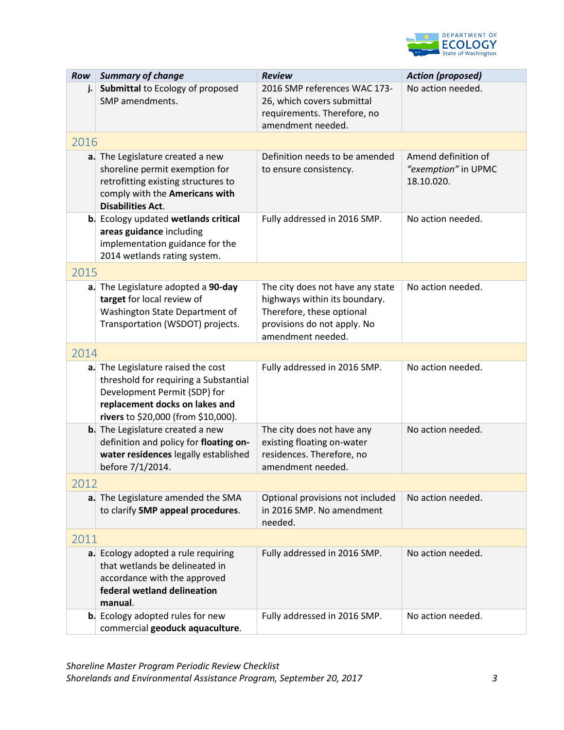| Row | Summary of change | Review | Action (proposed) |
|---|---|---|---|
| j. | **Submittal** to Ecology of proposed SMP amendments. | 2016 SMP references WAC 173-26, which covers submittal requirements. Therefore, no amendment needed. | No action needed. |
| 2016 | | | |
| a. | The Legislature created a new shoreline permit exemption for retrofitting existing structures to comply with the **Americans with Disabilities Act**. | Definition needs to be amended to ensure consistency. | Amend definition of *"exemption"* in UPMC 18.10.020. |
| b. | Ecology updated **wetlands critical areas guidance** including implementation guidance for the 2014 wetlands rating system. | Fully addressed in 2016 SMP. | No action needed. |
| 2015 | | | |
| a. | The Legislature adopted a **90-day target** for local review of Washington State Department of Transportation (WSDOT) projects. | The city does not have any state highways within its boundary. Therefore, these optional provisions do not apply. No amendment needed. | No action needed. |
| 2014 | | | |
| a. | The Legislature raised the cost threshold for requiring a Substantial Development Permit (SDP) for **replacement docks on lakes and rivers** to $20,000 (from $10,000). | Fully addressed in 2016 SMP. | No action needed. |
| b. | The Legislature created a new definition and policy for **floating on-water residences** legally established before 7/1/2014. | The city does not have any existing floating on-water residences. Therefore, no amendment needed. | No action needed. |
| 2012 | | | |
| a. | The Legislature amended the SMA to clarify **SMP appeal procedures**. | Optional provisions not included in 2016 SMP. No amendment needed. | No action needed. |
| 2011 | | | |
| a. | Ecology adopted a rule requiring that wetlands be delineated in accordance with the approved **federal wetland delineation manual**. | Fully addressed in 2016 SMP. | No action needed. |
| b. | Ecology adopted rules for new commercial **geoduck aquaculture**. | Fully addressed in 2016 SMP. | No action needed. |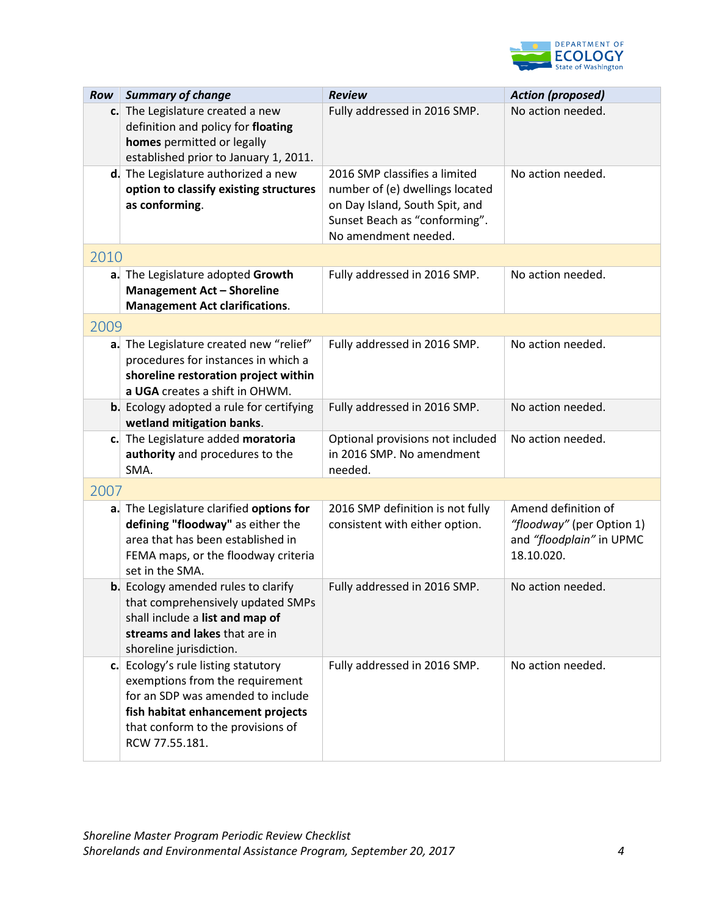| Row | Summary of change | Review | Action (proposed) |
|---|---|---|---|
| **c.** | The Legislature created a new definition and policy for **floating homes** permitted or legally established prior to January 1, 2011. | Fully addressed in 2016 SMP. | No action needed. |
| **d.** | The Legislature authorized a new **option to classify existing structures as conforming**. | 2016 SMP classifies a limited number of (e) dwellings located on Day Island, South Spit, and Sunset Beach as "conforming". No amendment needed. | No action needed. |
| 2010 | | | |
| **a.** | The Legislature adopted **Growth Management Act – Shoreline Management Act clarifications**. | Fully addressed in 2016 SMP. | No action needed. |
| 2009 | | | |
| **a.** | The Legislature created new "relief" procedures for instances in which a **shoreline restoration project within a UGA** creates a shift in OHWM. | Fully addressed in 2016 SMP. | No action needed. |
| **b.** | Ecology adopted a rule for certifying **wetland mitigation banks**. | Fully addressed in 2016 SMP. | No action needed. |
| **c.** | The Legislature added **moratoria authority** and procedures to the SMA. | Optional provisions not included in 2016 SMP. No amendment needed. | No action needed. |
| 2007 | | | |
| **a.** | The Legislature clarified **options for defining "floodway"** as either the area that has been established in FEMA maps, or the floodway criteria set in the SMA. | 2016 SMP definition is not fully consistent with either option. | Amend definition of *"floodway"* (per Option 1) and *"floodplain"* in UPMC 18.10.020. |
| **b.** | Ecology amended rules to clarify that comprehensively updated SMPs shall include a **list and map of streams and lakes** that are in shoreline jurisdiction. | Fully addressed in 2016 SMP. | No action needed. |
| **c.** | Ecology's rule listing statutory exemptions from the requirement for an SDP was amended to include **fish habitat enhancement projects** that conform to the provisions of RCW 77.55.181. | Fully addressed in 2016 SMP. | No action needed. |